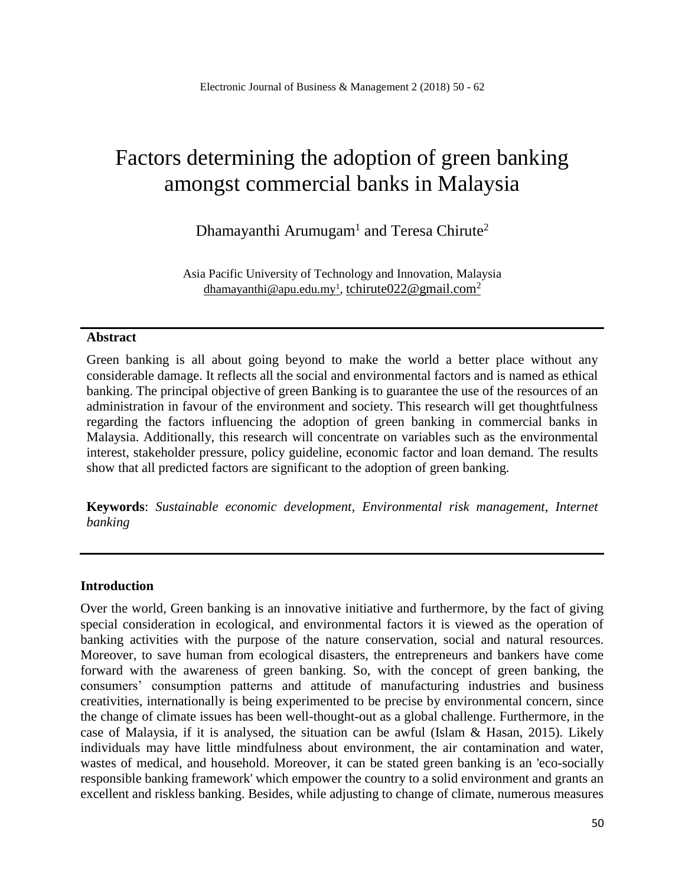# Factors determining the adoption of green banking amongst commercial banks in Malaysia

Dhamayanthi Arumugam[1] and Teresa Chirute[2]

Asia Pacific University of Technology and Innovation, Malaysia
dhamayanthi@apu.edu.my[1], tchirute022@gmail.com[2]

## Abstract

Green banking is all about going beyond to make the world a better place without any considerable damage. It reflects all the social and environmental factors and is named as ethical banking. The principal objective of green Banking is to guarantee the use of the resources of an administration in favour of the environment and society. This research will get thoughtfulness regarding the factors influencing the adoption of green banking in commercial banks in Malaysia. Additionally, this research will concentrate on variables such as the environmental interest, stakeholder pressure, policy guideline, economic factor and loan demand. The results show that all predicted factors are significant to the adoption of green banking.

**Keywords**: *Sustainable economic development, Environmental risk management, Internet banking*

## Introduction

Over the world, Green banking is an innovative initiative and furthermore, by the fact of giving special consideration in ecological, and environmental factors it is viewed as the operation of banking activities with the purpose of the nature conservation, social and natural resources. Moreover, to save human from ecological disasters, the entrepreneurs and bankers have come forward with the awareness of green banking. So, with the concept of green banking, the consumers' consumption patterns and attitude of manufacturing industries and business creativities, internationally is being experimented to be precise by environmental concern, since the change of climate issues has been well-thought-out as a global challenge. Furthermore, in the case of Malaysia, if it is analysed, the situation can be awful (Islam & Hasan, 2015). Likely individuals may have little mindfulness about environment, the air contamination and water, wastes of medical, and household. Moreover, it can be stated green banking is an 'eco-socially responsible banking framework' which empower the country to a solid environment and grants an excellent and riskless banking. Besides, while adjusting to change of climate, numerous measures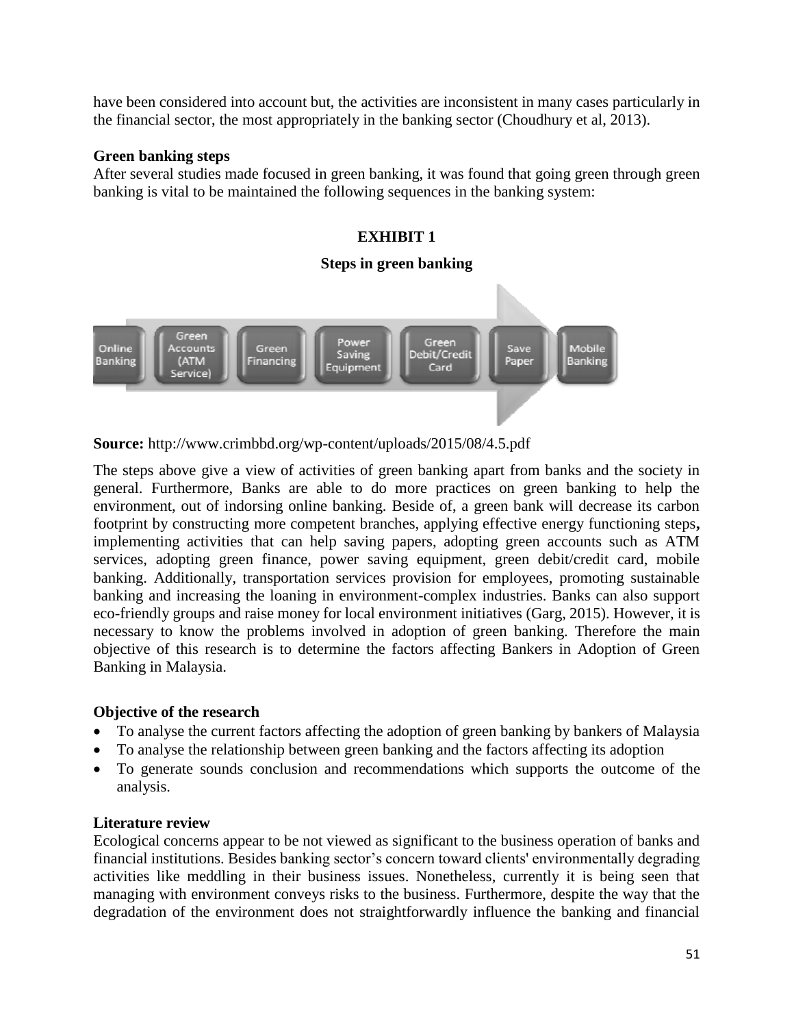have been considered into account but, the activities are inconsistent in many cases particularly in the financial sector, the most appropriately in the banking sector (Choudhury et al, 2013).

**Green banking steps**

After several studies made focused in green banking, it was found that going green through green banking is vital to be maintained the following sequences in the banking system:

**EXHIBIT 1**

**Steps in green banking**

Online Banking → Green Accounts (ATM Service) → Green Financing → Power Saving Equipment → Green Debit/Credit Card → Save Paper → Mobile Banking

**Source:** http://www.crimbbd.org/wp-content/uploads/2015/08/4.5.pdf

The steps above give a view of activities of green banking apart from banks and the society in general. Furthermore, Banks are able to do more practices on green banking to help the environment, out of indorsing online banking. Beside of, a green bank will decrease its carbon footprint by constructing more competent branches, applying effective energy functioning steps**,** implementing activities that can help saving papers, adopting green accounts such as ATM services, adopting green finance, power saving equipment, green debit/credit card, mobile banking. Additionally, transportation services provision for employees, promoting sustainable banking and increasing the loaning in environment-complex industries. Banks can also support eco-friendly groups and raise money for local environment initiatives (Garg, 2015). However, it is necessary to know the problems involved in adoption of green banking. Therefore the main objective of this research is to determine the factors affecting Bankers in Adoption of Green Banking in Malaysia.

**Objective of the research**

- To analyse the current factors affecting the adoption of green banking by bankers of Malaysia
- To analyse the relationship between green banking and the factors affecting its adoption
- To generate sounds conclusion and recommendations which supports the outcome of the analysis.

**Literature review**

Ecological concerns appear to be not viewed as significant to the business operation of banks and financial institutions. Besides banking sector's concern toward clients' environmentally degrading activities like meddling in their business issues. Nonetheless, currently it is being seen that managing with environment conveys risks to the business. Furthermore, despite the way that the degradation of the environment does not straightforwardly influence the banking and financial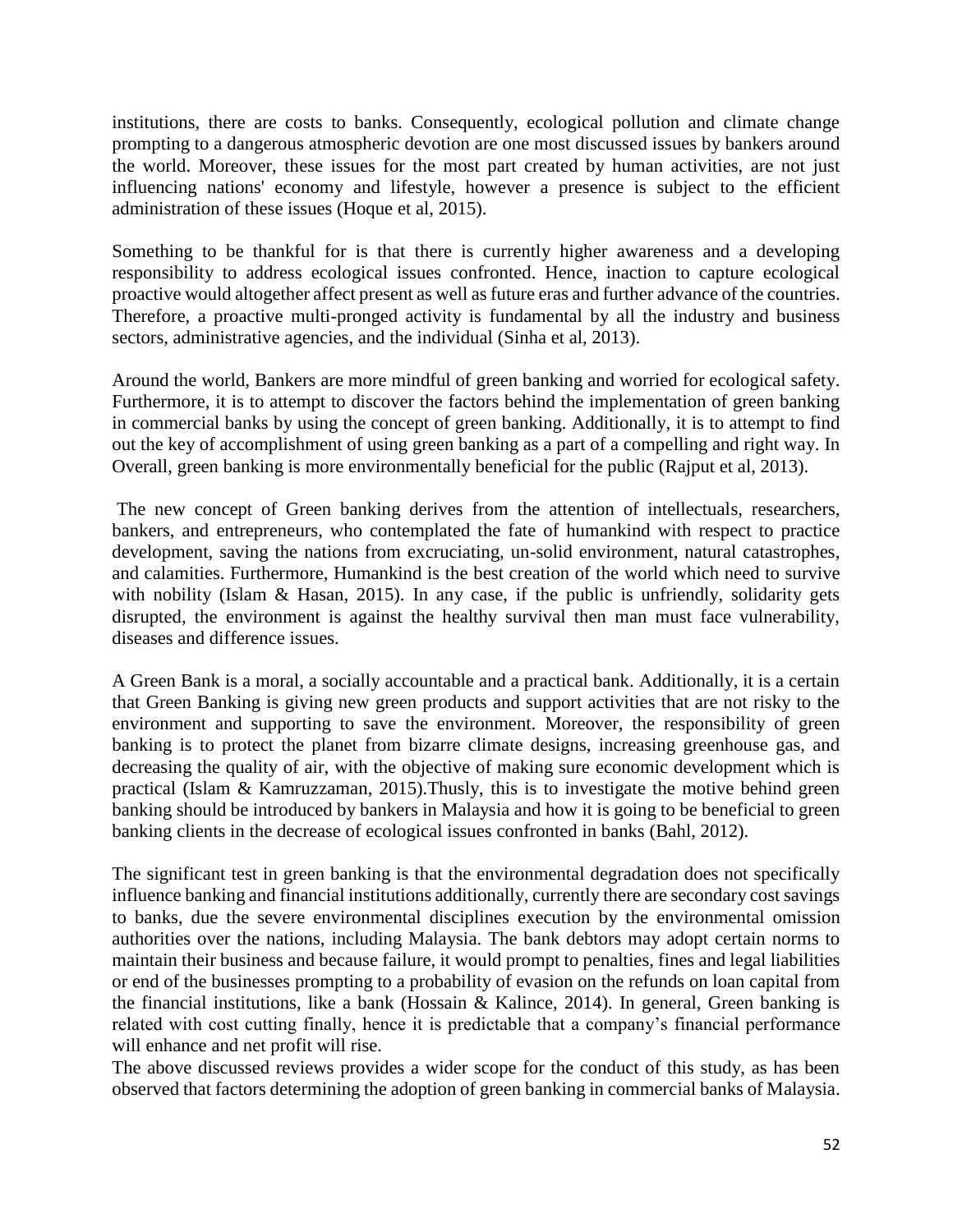institutions, there are costs to banks. Consequently, ecological pollution and climate change prompting to a dangerous atmospheric devotion are one most discussed issues by bankers around the world. Moreover, these issues for the most part created by human activities, are not just influencing nations' economy and lifestyle, however a presence is subject to the efficient administration of these issues (Hoque et al, 2015).

Something to be thankful for is that there is currently higher awareness and a developing responsibility to address ecological issues confronted. Hence, inaction to capture ecological proactive would altogether affect present as well as future eras and further advance of the countries. Therefore, a proactive multi-pronged activity is fundamental by all the industry and business sectors, administrative agencies, and the individual (Sinha et al, 2013).

Around the world, Bankers are more mindful of green banking and worried for ecological safety. Furthermore, it is to attempt to discover the factors behind the implementation of green banking in commercial banks by using the concept of green banking. Additionally, it is to attempt to find out the key of accomplishment of using green banking as a part of a compelling and right way. In Overall, green banking is more environmentally beneficial for the public (Rajput et al, 2013).

The new concept of Green banking derives from the attention of intellectuals, researchers, bankers, and entrepreneurs, who contemplated the fate of humankind with respect to practice development, saving the nations from excruciating, un-solid environment, natural catastrophes, and calamities. Furthermore, Humankind is the best creation of the world which need to survive with nobility (Islam & Hasan, 2015). In any case, if the public is unfriendly, solidarity gets disrupted, the environment is against the healthy survival then man must face vulnerability, diseases and difference issues.

A Green Bank is a moral, a socially accountable and a practical bank. Additionally, it is a certain that Green Banking is giving new green products and support activities that are not risky to the environment and supporting to save the environment. Moreover, the responsibility of green banking is to protect the planet from bizarre climate designs, increasing greenhouse gas, and decreasing the quality of air, with the objective of making sure economic development which is practical (Islam & Kamruzzaman, 2015).Thusly, this is to investigate the motive behind green banking should be introduced by bankers in Malaysia and how it is going to be beneficial to green banking clients in the decrease of ecological issues confronted in banks (Bahl, 2012).

The significant test in green banking is that the environmental degradation does not specifically influence banking and financial institutions additionally, currently there are secondary cost savings to banks, due the severe environmental disciplines execution by the environmental omission authorities over the nations, including Malaysia. The bank debtors may adopt certain norms to maintain their business and because failure, it would prompt to penalties, fines and legal liabilities or end of the businesses prompting to a probability of evasion on the refunds on loan capital from the financial institutions, like a bank (Hossain & Kalince, 2014). In general, Green banking is related with cost cutting finally, hence it is predictable that a company's financial performance will enhance and net profit will rise.
The above discussed reviews provides a wider scope for the conduct of this study, as has been observed that factors determining the adoption of green banking in commercial banks of Malaysia.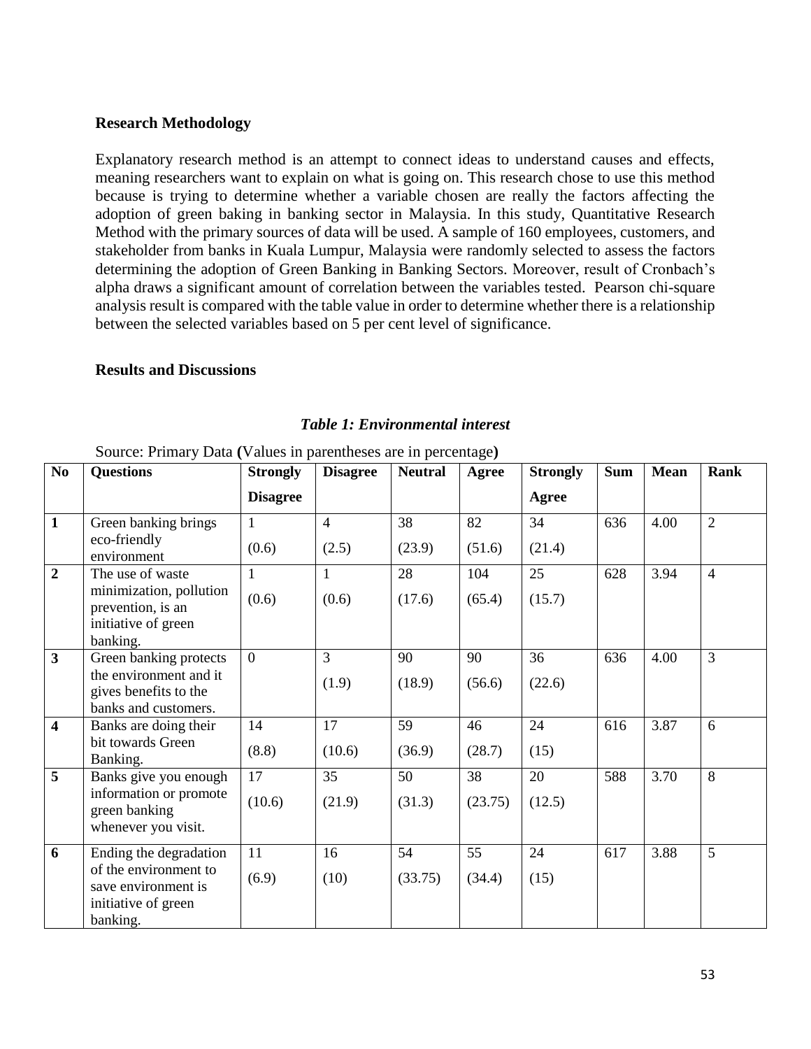## Research Methodology

Explanatory research method is an attempt to connect ideas to understand causes and effects, meaning researchers want to explain on what is going on. This research chose to use this method because is trying to determine whether a variable chosen are really the factors affecting the adoption of green baking in banking sector in Malaysia. In this study, Quantitative Research Method with the primary sources of data will be used. A sample of 160 employees, customers, and stakeholder from banks in Kuala Lumpur, Malaysia were randomly selected to assess the factors determining the adoption of Green Banking in Banking Sectors. Moreover, result of Cronbach's alpha draws a significant amount of correlation between the variables tested. Pearson chi-square analysis result is compared with the table value in order to determine whether there is a relationship between the selected variables based on 5 per cent level of significance.

## Results and Discussions

***Table 1: Environmental interest***

Source: Primary Data **(**Values in parentheses are in percentage**)**

| No | Questions | Strongly Disagree | Disagree | Neutral | Agree | Strongly Agree | Sum | Mean | Rank |
|---|---|---|---|---|---|---|---|---|---|
| **1** | Green banking brings eco-friendly environment | 1 (0.6) | 4 (2.5) | 38 (23.9) | 82 (51.6) | 34 (21.4) | 636 | 4.00 | 2 |
| **2** | The use of waste minimization, pollution prevention, is an initiative of green banking. | 1 (0.6) | 1 (0.6) | 28 (17.6) | 104 (65.4) | 25 (15.7) | 628 | 3.94 | 4 |
| **3** | Green banking protects the environment and it gives benefits to the banks and customers. | 0 | 3 (1.9) | 90 (18.9) | 90 (56.6) | 36 (22.6) | 636 | 4.00 | 3 |
| **4** | Banks are doing their bit towards Green Banking. | 14 (8.8) | 17 (10.6) | 59 (36.9) | 46 (28.7) | 24 (15) | 616 | 3.87 | 6 |
| **5** | Banks give you enough information or promote green banking whenever you visit. | 17 (10.6) | 35 (21.9) | 50 (31.3) | 38 (23.75) | 20 (12.5) | 588 | 3.70 | 8 |
| **6** | Ending the degradation of the environment to save environment is initiative of green banking. | 11 (6.9) | 16 (10) | 54 (33.75) | 55 (34.4) | 24 (15) | 617 | 3.88 | 5 |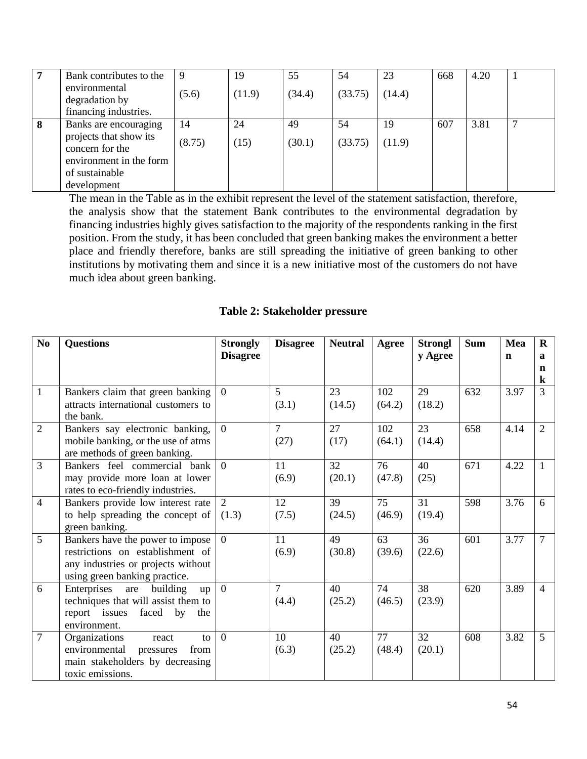| 7 | Bank contributes to the environmental degradation by financing industries. | 9<br>(5.6) | 19<br>(11.9) | 55<br>(34.4) | 54<br>(33.75) | 23<br>(14.4) | 668 | 4.20 | 1 |
|---|---|---|---|---|---|---|---|---|---|
| **8** | Banks are encouraging projects that show its concern for the environment in the form of sustainable development | 14<br>(8.75) | 24<br>(15) | 49<br>(30.1) | 54<br>(33.75) | 19<br>(11.9) | 607 | 3.81 | 7 |

The mean in the Table as in the exhibit represent the level of the statement satisfaction, therefore, the analysis show that the statement Bank contributes to the environmental degradation by financing industries highly gives satisfaction to the majority of the respondents ranking in the first position. From the study, it has been concluded that green banking makes the environment a better place and friendly therefore, banks are still spreading the initiative of green banking to other institutions by motivating them and since it is a new initiative most of the customers do not have much idea about green banking.

**Table 2: Stakeholder pressure**

| No | Questions | Strongly Disagree | Disagree | Neutral | Agree | Strongly Agree | Sum | Mean | Rank |
|---|---|---|---|---|---|---|---|---|---|
| 1 | Bankers claim that green banking attracts international customers to the bank. | 0 | 5<br>(3.1) | 23<br>(14.5) | 102<br>(64.2) | 29<br>(18.2) | 632 | 3.97 | 3 |
| 2 | Bankers say electronic banking, mobile banking, or the use of atms are methods of green banking. | 0 | 7<br>(27) | 27<br>(17) | 102<br>(64.1) | 23<br>(14.4) | 658 | 4.14 | 2 |
| 3 | Bankers feel commercial bank may provide more loan at lower rates to eco-friendly industries. | 0 | 11<br>(6.9) | 32<br>(20.1) | 76<br>(47.8) | 40<br>(25) | 671 | 4.22 | 1 |
| 4 | Bankers provide low interest rate to help spreading the concept of green banking. | 2<br>(1.3) | 12<br>(7.5) | 39<br>(24.5) | 75<br>(46.9) | 31<br>(19.4) | 598 | 3.76 | 6 |
| 5 | Bankers have the power to impose restrictions on establishment of any industries or projects without using green banking practice. | 0 | 11<br>(6.9) | 49<br>(30.8) | 63<br>(39.6) | 36<br>(22.6) | 601 | 3.77 | 7 |
| 6 | Enterprises are building up techniques that will assist them to report issues faced by the environment. | 0 | 7<br>(4.4) | 40<br>(25.2) | 74<br>(46.5) | 38<br>(23.9) | 620 | 3.89 | 4 |
| 7 | Organizations react to environmental pressures from main stakeholders by decreasing toxic emissions. | 0 | 10<br>(6.3) | 40<br>(25.2) | 77<br>(48.4) | 32<br>(20.1) | 608 | 3.82 | 5 |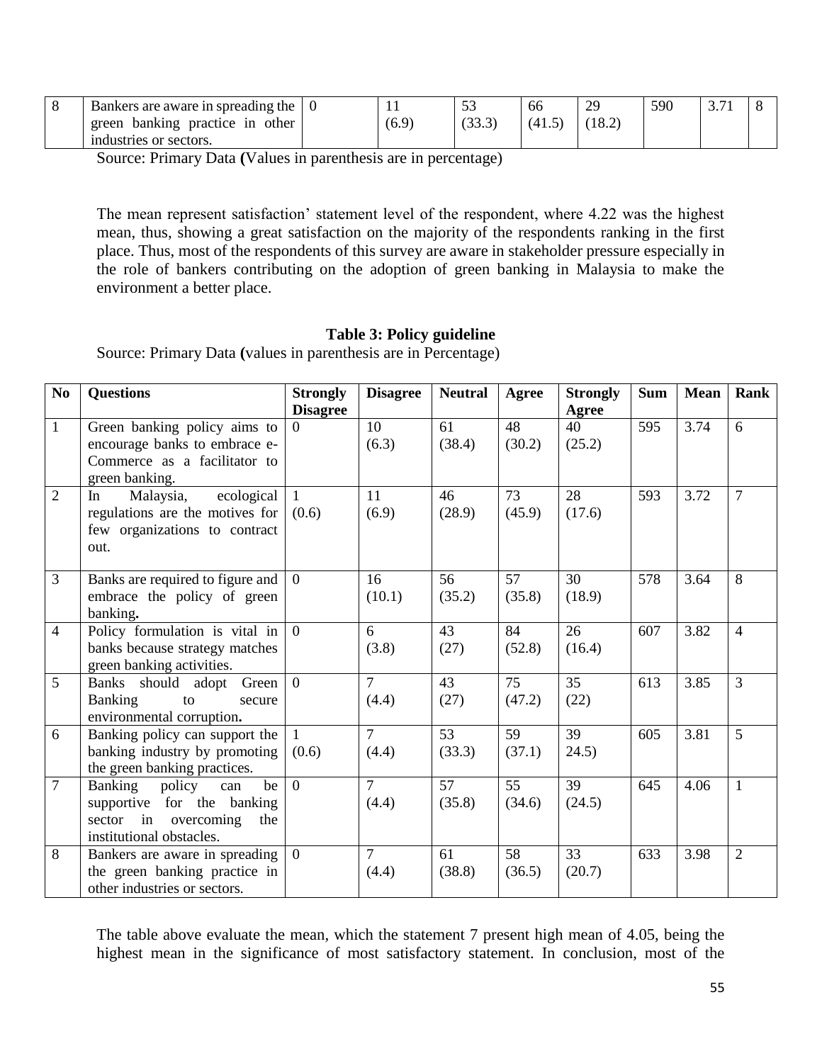| 8 | Bankers are aware in spreading the green banking practice in other industries or sectors. | 0 | 11 (6.9) | 53 (33.3) | 66 (41.5) | 29 (18.2) | 590 | 3.71 | 8 |
|---|---|---|---|---|---|---|---|---|---|

Source: Primary Data **(**Values in parenthesis are in percentage)

The mean represent satisfaction' statement level of the respondent, where 4.22 was the highest mean, thus, showing a great satisfaction on the majority of the respondents ranking in the first place. Thus, most of the respondents of this survey are aware in stakeholder pressure especially in the role of bankers contributing on the adoption of green banking in Malaysia to make the environment a better place.

**Table 3: Policy guideline**

Source: Primary Data **(**values in parenthesis are in Percentage)

| No | Questions | Strongly Disagree | Disagree | Neutral | Agree | Strongly Agree | Sum | Mean | Rank |
|---|---|---|---|---|---|---|---|---|---|
| 1 | Green banking policy aims to encourage banks to embrace e-Commerce as a facilitator to green banking. | 0 | 10 (6.3) | 61 (38.4) | 48 (30.2) | 40 (25.2) | 595 | 3.74 | 6 |
| 2 | In Malaysia, ecological regulations are the motives for few organizations to contract out. | 1 (0.6) | 11 (6.9) | 46 (28.9) | 73 (45.9) | 28 (17.6) | 593 | 3.72 | 7 |
| 3 | Banks are required to figure and embrace the policy of green banking**.** | 0 | 16 (10.1) | 56 (35.2) | 57 (35.8) | 30 (18.9) | 578 | 3.64 | 8 |
| 4 | Policy formulation is vital in banks because strategy matches green banking activities. | 0 | 6 (3.8) | 43 (27) | 84 (52.8) | 26 (16.4) | 607 | 3.82 | 4 |
| 5 | Banks should adopt Green Banking to secure environmental corruption**.** | 0 | 7 (4.4) | 43 (27) | 75 (47.2) | 35 (22) | 613 | 3.85 | 3 |
| 6 | Banking policy can support the banking industry by promoting the green banking practices. | 1 (0.6) | 7 (4.4) | 53 (33.3) | 59 (37.1) | 39 24.5) | 605 | 3.81 | 5 |
| 7 | Banking policy can be supportive for the banking sector in overcoming the institutional obstacles. | 0 | 7 (4.4) | 57 (35.8) | 55 (34.6) | 39 (24.5) | 645 | 4.06 | 1 |
| 8 | Bankers are aware in spreading the green banking practice in other industries or sectors. | 0 | 7 (4.4) | 61 (38.8) | 58 (36.5) | 33 (20.7) | 633 | 3.98 | 2 |

The table above evaluate the mean, which the statement 7 present high mean of 4.05, being the highest mean in the significance of most satisfactory statement. In conclusion, most of the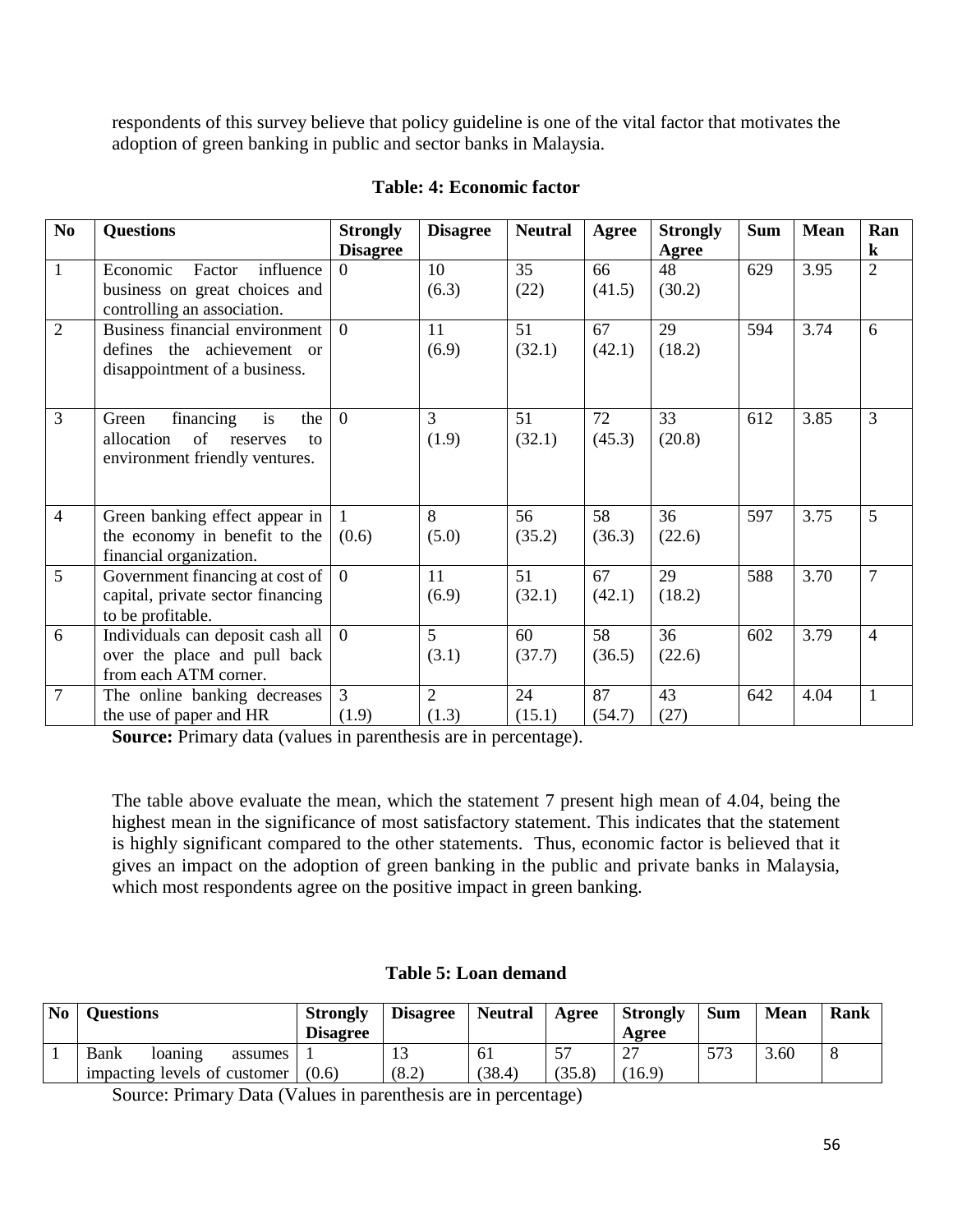respondents of this survey believe that policy guideline is one of the vital factor that motivates the adoption of green banking in public and sector banks in Malaysia.

**Table: 4: Economic factor**

| No | Questions | Strongly Disagree | Disagree | Neutral | Agree | Strongly Agree | Sum | Mean | Rank |
|---|---|---|---|---|---|---|---|---|---|
| 1 | Economic Factor influence business on great choices and controlling an association. | 0 | 10 (6.3) | 35 (22) | 66 (41.5) | 48 (30.2) | 629 | 3.95 | 2 |
| 2 | Business financial environment defines the achievement or disappointment of a business. | 0 | 11 (6.9) | 51 (32.1) | 67 (42.1) | 29 (18.2) | 594 | 3.74 | 6 |
| 3 | Green financing is the allocation of reserves to environment friendly ventures. | 0 | 3 (1.9) | 51 (32.1) | 72 (45.3) | 33 (20.8) | 612 | 3.85 | 3 |
| 4 | Green banking effect appear in the economy in benefit to the financial organization. | 1 (0.6) | 8 (5.0) | 56 (35.2) | 58 (36.3) | 36 (22.6) | 597 | 3.75 | 5 |
| 5 | Government financing at cost of capital, private sector financing to be profitable. | 0 | 11 (6.9) | 51 (32.1) | 67 (42.1) | 29 (18.2) | 588 | 3.70 | 7 |
| 6 | Individuals can deposit cash all over the place and pull back from each ATM corner. | 0 | 5 (3.1) | 60 (37.7) | 58 (36.5) | 36 (22.6) | 602 | 3.79 | 4 |
| 7 | The online banking decreases the use of paper and HR | 3 (1.9) | 2 (1.3) | 24 (15.1) | 87 (54.7) | 43 (27) | 642 | 4.04 | 1 |

**Source:** Primary data (values in parenthesis are in percentage).

The table above evaluate the mean, which the statement 7 present high mean of 4.04, being the highest mean in the significance of most satisfactory statement. This indicates that the statement is highly significant compared to the other statements. Thus, economic factor is believed that it gives an impact on the adoption of green banking in the public and private banks in Malaysia, which most respondents agree on the positive impact in green banking.

**Table 5: Loan demand**

| No | Questions | Strongly Disagree | Disagree | Neutral | Agree | Strongly Agree | Sum | Mean | Rank |
|---|---|---|---|---|---|---|---|---|---|
| 1 | Bank loaning assumes impacting levels of customer | 1 (0.6) | 13 (8.2) | 61 (38.4) | 57 (35.8) | 27 (16.9) | 573 | 3.60 | 8 |

Source: Primary Data (Values in parenthesis are in percentage)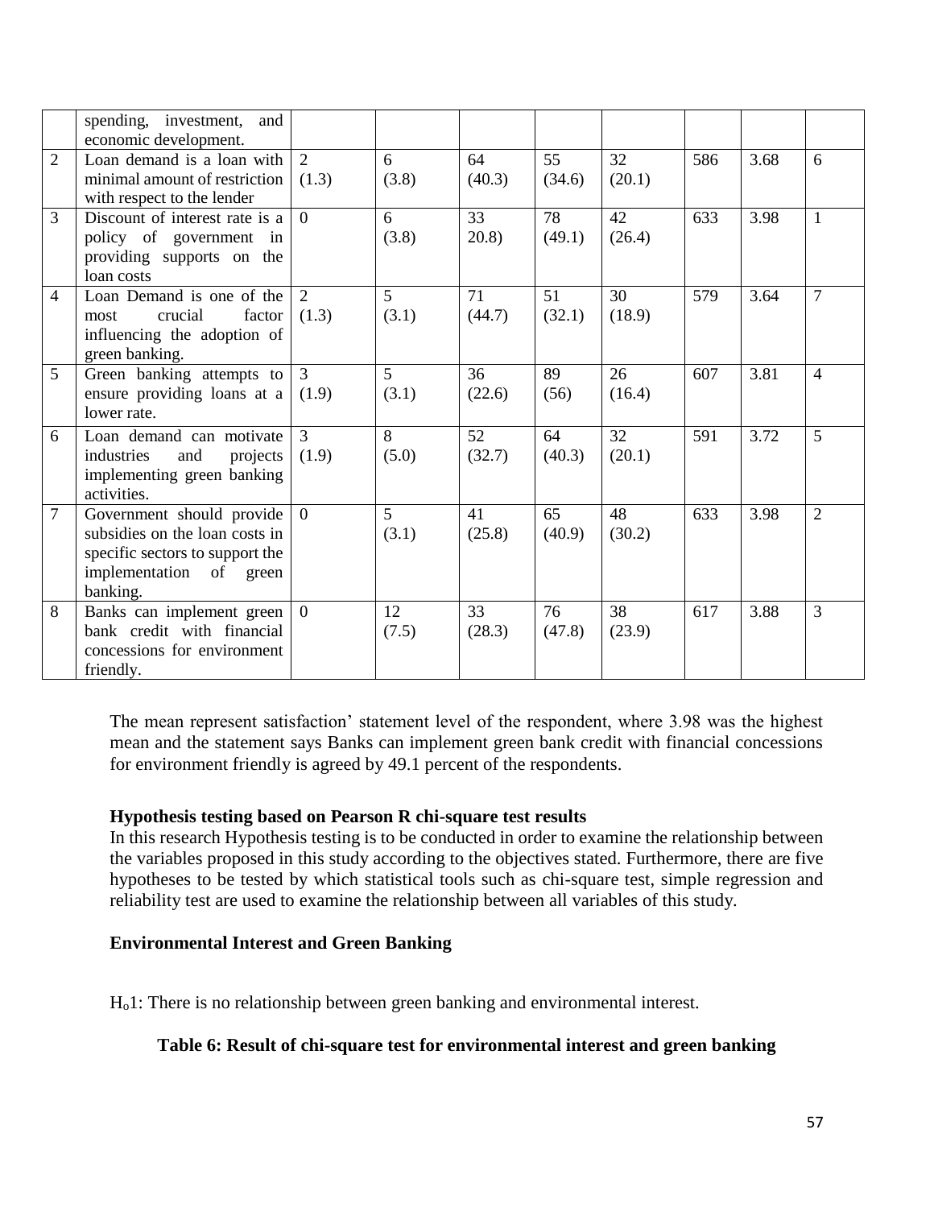| | spending, investment, and economic development. | | | | | | | | |
|---|---|---|---|---|---|---|---|---|---|
| 2 | Loan demand is a loan with minimal amount of restriction with respect to the lender | 2 (1.3) | 6 (3.8) | 64 (40.3) | 55 (34.6) | 32 (20.1) | 586 | 3.68 | 6 |
| 3 | Discount of interest rate is a policy of government in providing supports on the loan costs | 0 | 6 (3.8) | 33 20.8) | 78 (49.1) | 42 (26.4) | 633 | 3.98 | 1 |
| 4 | Loan Demand is one of the most crucial factor influencing the adoption of green banking. | 2 (1.3) | 5 (3.1) | 71 (44.7) | 51 (32.1) | 30 (18.9) | 579 | 3.64 | 7 |
| 5 | Green banking attempts to ensure providing loans at a lower rate. | 3 (1.9) | 5 (3.1) | 36 (22.6) | 89 (56) | 26 (16.4) | 607 | 3.81 | 4 |
| 6 | Loan demand can motivate industries and projects implementing green banking activities. | 3 (1.9) | 8 (5.0) | 52 (32.7) | 64 (40.3) | 32 (20.1) | 591 | 3.72 | 5 |
| 7 | Government should provide subsidies on the loan costs in specific sectors to support the implementation of green banking. | 0 | 5 (3.1) | 41 (25.8) | 65 (40.9) | 48 (30.2) | 633 | 3.98 | 2 |
| 8 | Banks can implement green bank credit with financial concessions for environment friendly. | 0 | 12 (7.5) | 33 (28.3) | 76 (47.8) | 38 (23.9) | 617 | 3.88 | 3 |

The mean represent satisfaction' statement level of the respondent, where 3.98 was the highest mean and the statement says Banks can implement green bank credit with financial concessions for environment friendly is agreed by 49.1 percent of the respondents.

**Hypothesis testing based on Pearson R chi-square test results**

In this research Hypothesis testing is to be conducted in order to examine the relationship between the variables proposed in this study according to the objectives stated. Furthermore, there are five hypotheses to be tested by which statistical tools such as chi-square test, simple regression and reliability test are used to examine the relationship between all variables of this study.

**Environmental Interest and Green Banking**

$H_o1$: There is no relationship between green banking and environmental interest.

**Table 6: Result of chi-square test for environmental interest and green banking**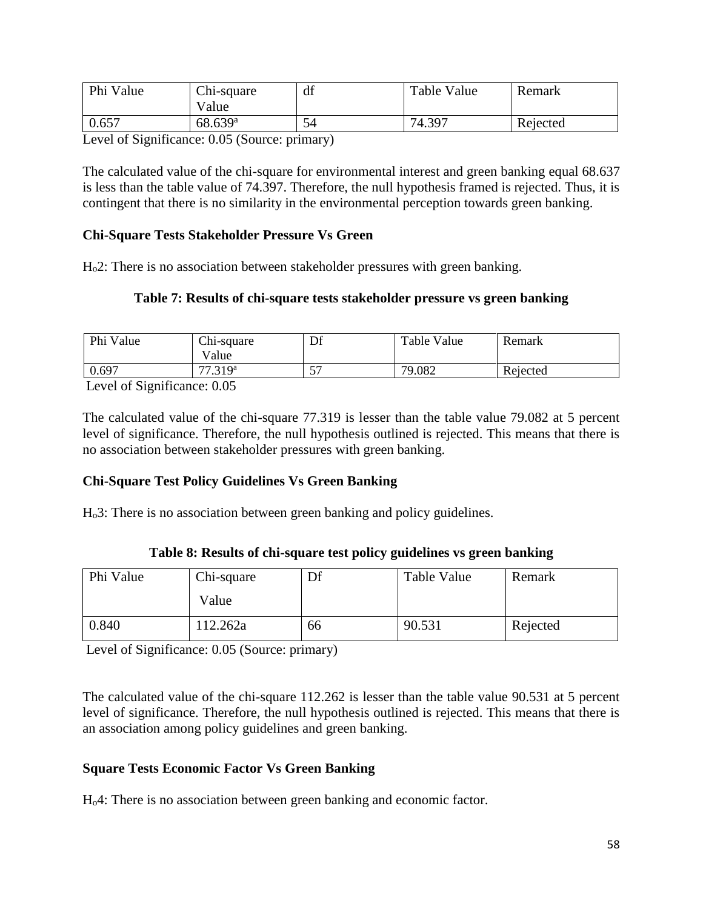| Phi Value | Chi-square Value | df | Table Value | Remark |
|---|---|---|---|---|
| 0.657 | 68.639[a] | 54 | 74.397 | Rejected |

Level of Significance: 0.05 (Source: primary)

The calculated value of the chi-square for environmental interest and green banking equal 68.637 is less than the table value of 74.397. Therefore, the null hypothesis framed is rejected. Thus, it is contingent that there is no similarity in the environmental perception towards green banking.

**Chi-Square Tests Stakeholder Pressure Vs Green**

$H_o2$: There is no association between stakeholder pressures with green banking.

**Table 7: Results of chi-square tests stakeholder pressure vs green banking**

| Phi Value | Chi-square Value | Df | Table Value | Remark |
|---|---|---|---|---|
| 0.697 | 77.319[a] | 57 | 79.082 | Rejected |

Level of Significance: 0.05

The calculated value of the chi-square 77.319 is lesser than the table value 79.082 at 5 percent level of significance. Therefore, the null hypothesis outlined is rejected. This means that there is no association between stakeholder pressures with green banking.

**Chi-Square Test Policy Guidelines Vs Green Banking**

$H_o3$: There is no association between green banking and policy guidelines.

**Table 8: Results of chi-square test policy guidelines vs green banking**

| Phi Value | Chi-square Value | Df | Table Value | Remark |
|---|---|---|---|---|
| 0.840 | 112.262a | 66 | 90.531 | Rejected |

Level of Significance: 0.05 (Source: primary)

The calculated value of the chi-square 112.262 is lesser than the table value 90.531 at 5 percent level of significance. Therefore, the null hypothesis outlined is rejected. This means that there is an association among policy guidelines and green banking.

**Square Tests Economic Factor Vs Green Banking**

$H_o4$: There is no association between green banking and economic factor.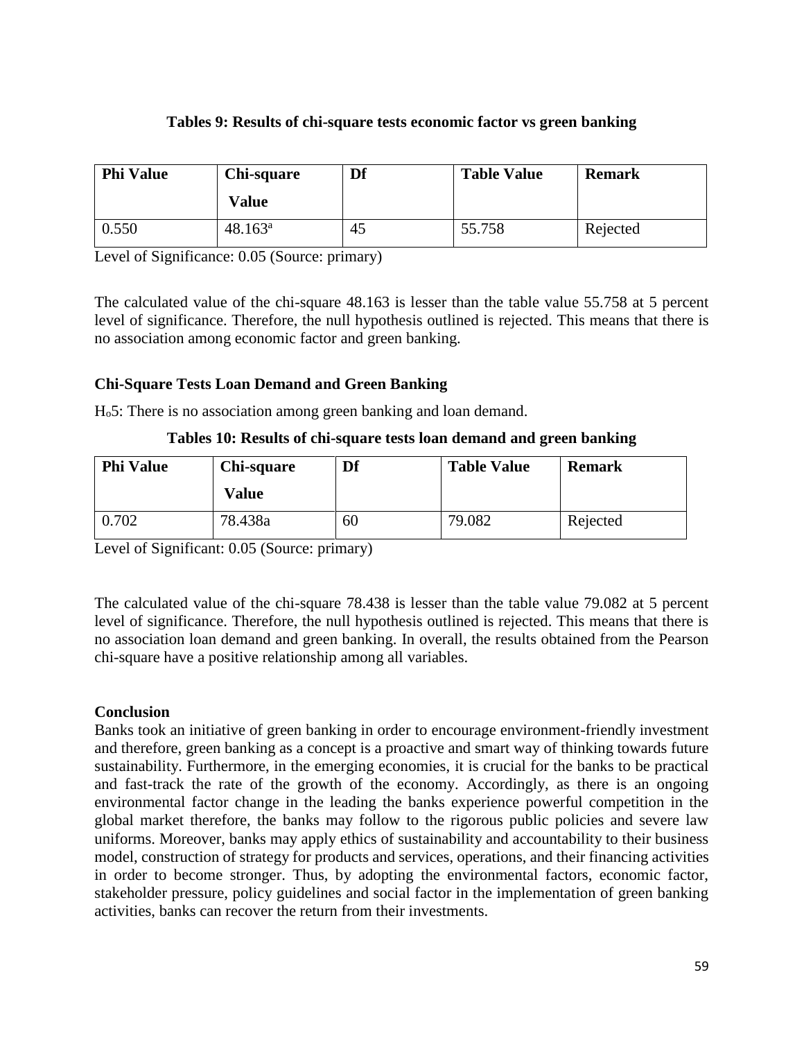**Tables 9: Results of chi-square tests economic factor vs green banking**

| Phi Value | Chi-square Value | Df | Table Value | Remark |
|---|---|---|---|---|
| 0.550 | 48.163[a] | 45 | 55.758 | Rejected |

Level of Significance: 0.05 (Source: primary)

The calculated value of the chi-square 48.163 is lesser than the table value 55.758 at 5 percent level of significance. Therefore, the null hypothesis outlined is rejected. This means that there is no association among economic factor and green banking.

**Chi-Square Tests Loan Demand and Green Banking**

$H_o5$: There is no association among green banking and loan demand.

**Tables 10: Results of chi-square tests loan demand and green banking**

| Phi Value | Chi-square Value | Df | Table Value | Remark |
|---|---|---|---|---|
| 0.702 | 78.438a | 60 | 79.082 | Rejected |

Level of Significant: 0.05 (Source: primary)

The calculated value of the chi-square 78.438 is lesser than the table value 79.082 at 5 percent level of significance. Therefore, the null hypothesis outlined is rejected. This means that there is no association loan demand and green banking. In overall, the results obtained from the Pearson chi-square have a positive relationship among all variables.

**Conclusion**

Banks took an initiative of green banking in order to encourage environment-friendly investment and therefore, green banking as a concept is a proactive and smart way of thinking towards future sustainability. Furthermore, in the emerging economies, it is crucial for the banks to be practical and fast-track the rate of the growth of the economy. Accordingly, as there is an ongoing environmental factor change in the leading the banks experience powerful competition in the global market therefore, the banks may follow to the rigorous public policies and severe law uniforms. Moreover, banks may apply ethics of sustainability and accountability to their business model, construction of strategy for products and services, operations, and their financing activities in order to become stronger. Thus, by adopting the environmental factors, economic factor, stakeholder pressure, policy guidelines and social factor in the implementation of green banking activities, banks can recover the return from their investments.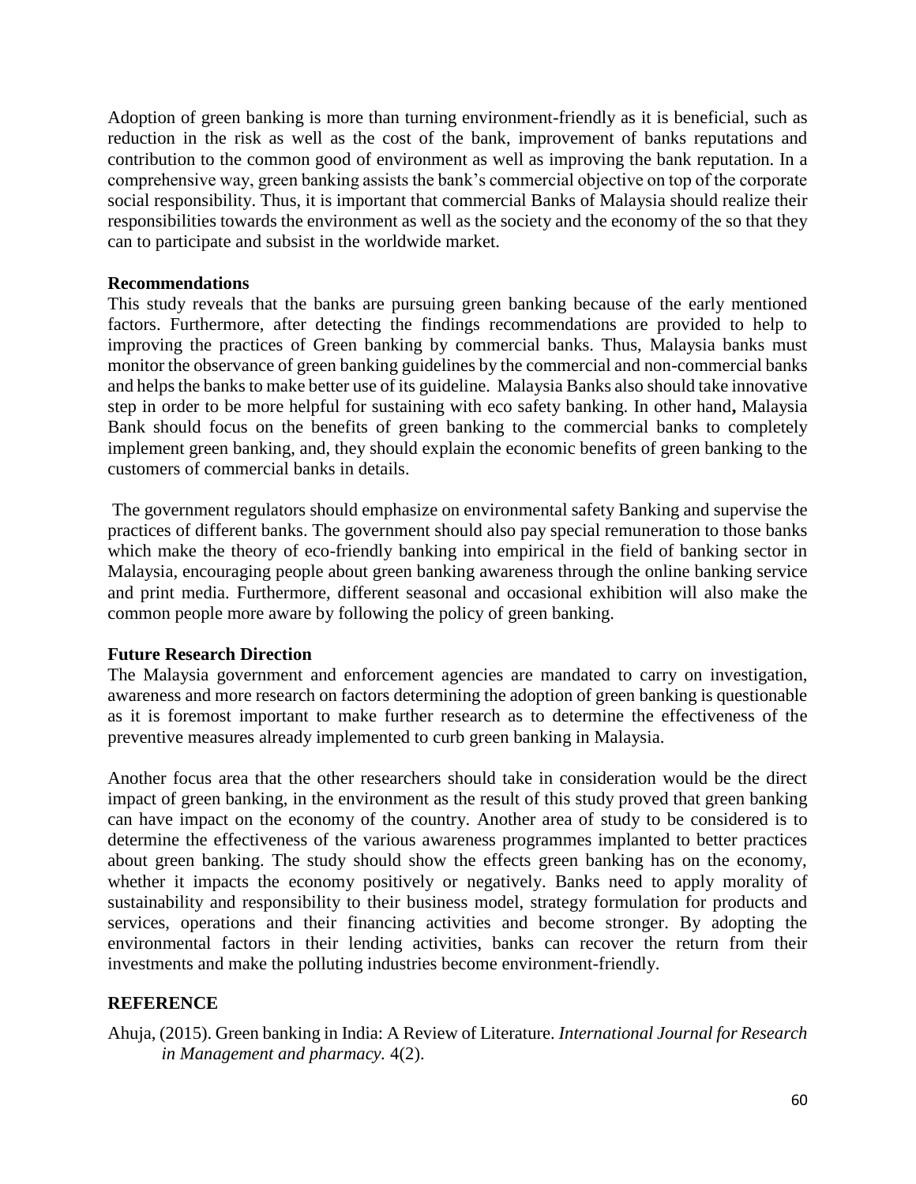Adoption of green banking is more than turning environment-friendly as it is beneficial, such as reduction in the risk as well as the cost of the bank, improvement of banks reputations and contribution to the common good of environment as well as improving the bank reputation. In a comprehensive way, green banking assists the bank's commercial objective on top of the corporate social responsibility. Thus, it is important that commercial Banks of Malaysia should realize their responsibilities towards the environment as well as the society and the economy of the so that they can to participate and subsist in the worldwide market.

**Recommendations**

This study reveals that the banks are pursuing green banking because of the early mentioned factors. Furthermore, after detecting the findings recommendations are provided to help to improving the practices of Green banking by commercial banks. Thus, Malaysia banks must monitor the observance of green banking guidelines by the commercial and non-commercial banks and helps the banks to make better use of its guideline. Malaysia Banks also should take innovative step in order to be more helpful for sustaining with eco safety banking. In other hand**,** Malaysia Bank should focus on the benefits of green banking to the commercial banks to completely implement green banking, and, they should explain the economic benefits of green banking to the customers of commercial banks in details.

The government regulators should emphasize on environmental safety Banking and supervise the practices of different banks. The government should also pay special remuneration to those banks which make the theory of eco-friendly banking into empirical in the field of banking sector in Malaysia, encouraging people about green banking awareness through the online banking service and print media. Furthermore, different seasonal and occasional exhibition will also make the common people more aware by following the policy of green banking.

**Future Research Direction**

The Malaysia government and enforcement agencies are mandated to carry on investigation, awareness and more research on factors determining the adoption of green banking is questionable as it is foremost important to make further research as to determine the effectiveness of the preventive measures already implemented to curb green banking in Malaysia.

Another focus area that the other researchers should take in consideration would be the direct impact of green banking, in the environment as the result of this study proved that green banking can have impact on the economy of the country. Another area of study to be considered is to determine the effectiveness of the various awareness programmes implanted to better practices about green banking. The study should show the effects green banking has on the economy, whether it impacts the economy positively or negatively. Banks need to apply morality of sustainability and responsibility to their business model, strategy formulation for products and services, operations and their financing activities and become stronger. By adopting the environmental factors in their lending activities, banks can recover the return from their investments and make the polluting industries become environment-friendly.

## REFERENCE

Ahuja, (2015). Green banking in India: A Review of Literature. *International Journal for Research in Management and pharmacy.* 4(2).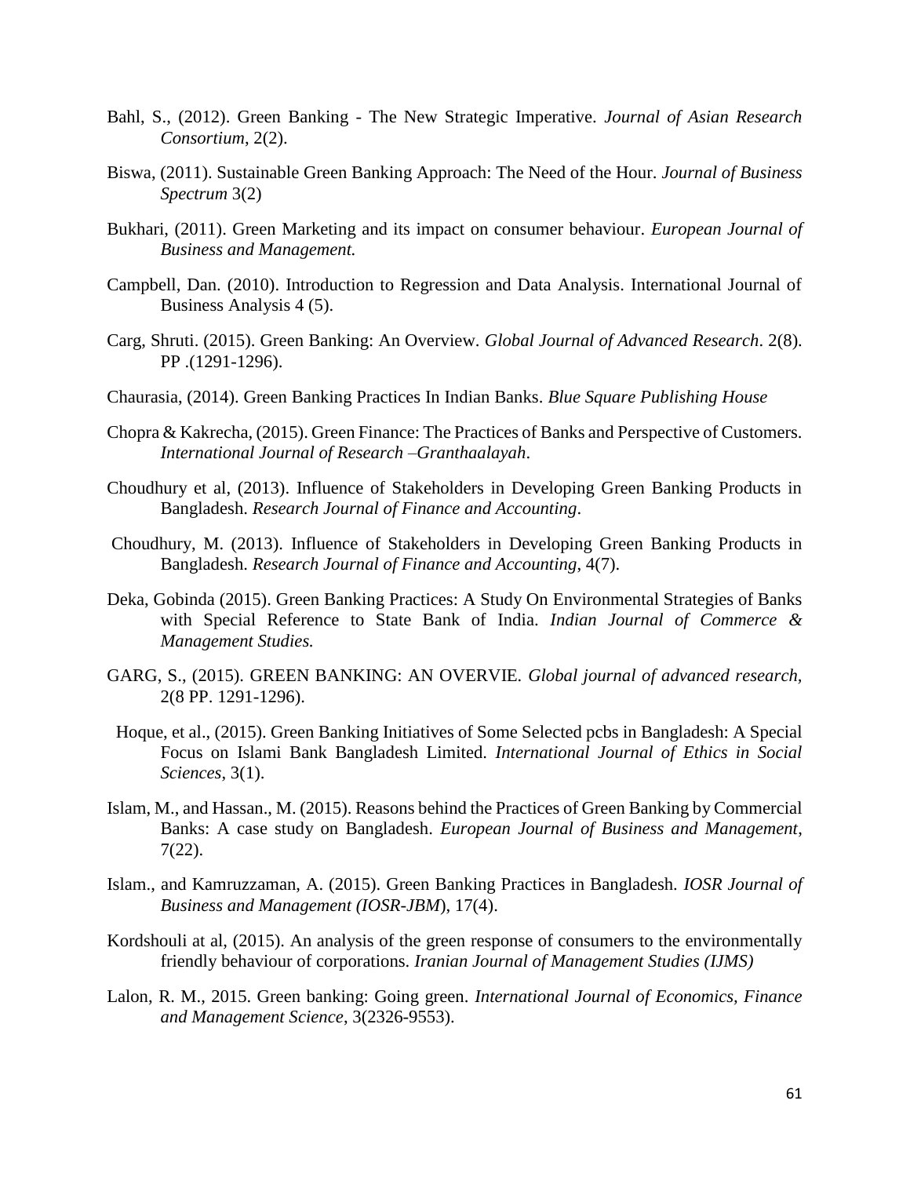Bahl, S., (2012). Green Banking - The New Strategic Imperative. *Journal of Asian Research Consortium*, 2(2).

Biswa, (2011). Sustainable Green Banking Approach: The Need of the Hour. *Journal of Business Spectrum* 3(2)

Bukhari, (2011). Green Marketing and its impact on consumer behaviour. *European Journal of Business and Management.*

Campbell, Dan. (2010). Introduction to Regression and Data Analysis. International Journal of Business Analysis 4 (5).

Carg, Shruti. (2015). Green Banking: An Overview. *Global Journal of Advanced Research*. 2(8). PP .(1291-1296).

Chaurasia, (2014). Green Banking Practices In Indian Banks. *Blue Square Publishing House*

Chopra & Kakrecha, (2015). Green Finance: The Practices of Banks and Perspective of Customers. *International Journal of Research –Granthaalayah*.

Choudhury et al, (2013). Influence of Stakeholders in Developing Green Banking Products in Bangladesh. *Research Journal of Finance and Accounting*.

Choudhury, M. (2013). Influence of Stakeholders in Developing Green Banking Products in Bangladesh. *Research Journal of Finance and Accounting*, 4(7).

Deka, Gobinda (2015). Green Banking Practices: A Study On Environmental Strategies of Banks with Special Reference to State Bank of India. *Indian Journal of Commerce & Management Studies.*

GARG, S., (2015). GREEN BANKING: AN OVERVIE. *Global journal of advanced research*, 2(8 PP. 1291-1296).

Hoque, et al., (2015). Green Banking Initiatives of Some Selected pcbs in Bangladesh: A Special Focus on Islami Bank Bangladesh Limited. *International Journal of Ethics in Social Sciences*, 3(1).

Islam, M., and Hassan., M. (2015). Reasons behind the Practices of Green Banking by Commercial Banks: A case study on Bangladesh. *European Journal of Business and Management*, 7(22).

Islam., and Kamruzzaman, A. (2015). Green Banking Practices in Bangladesh. *IOSR Journal of Business and Management (IOSR-JBM*), 17(4).

Kordshouli at al, (2015). An analysis of the green response of consumers to the environmentally friendly behaviour of corporations. *Iranian Journal of Management Studies (IJMS)*

Lalon, R. M., 2015. Green banking: Going green. *International Journal of Economics, Finance and Management Science*, 3(2326-9553).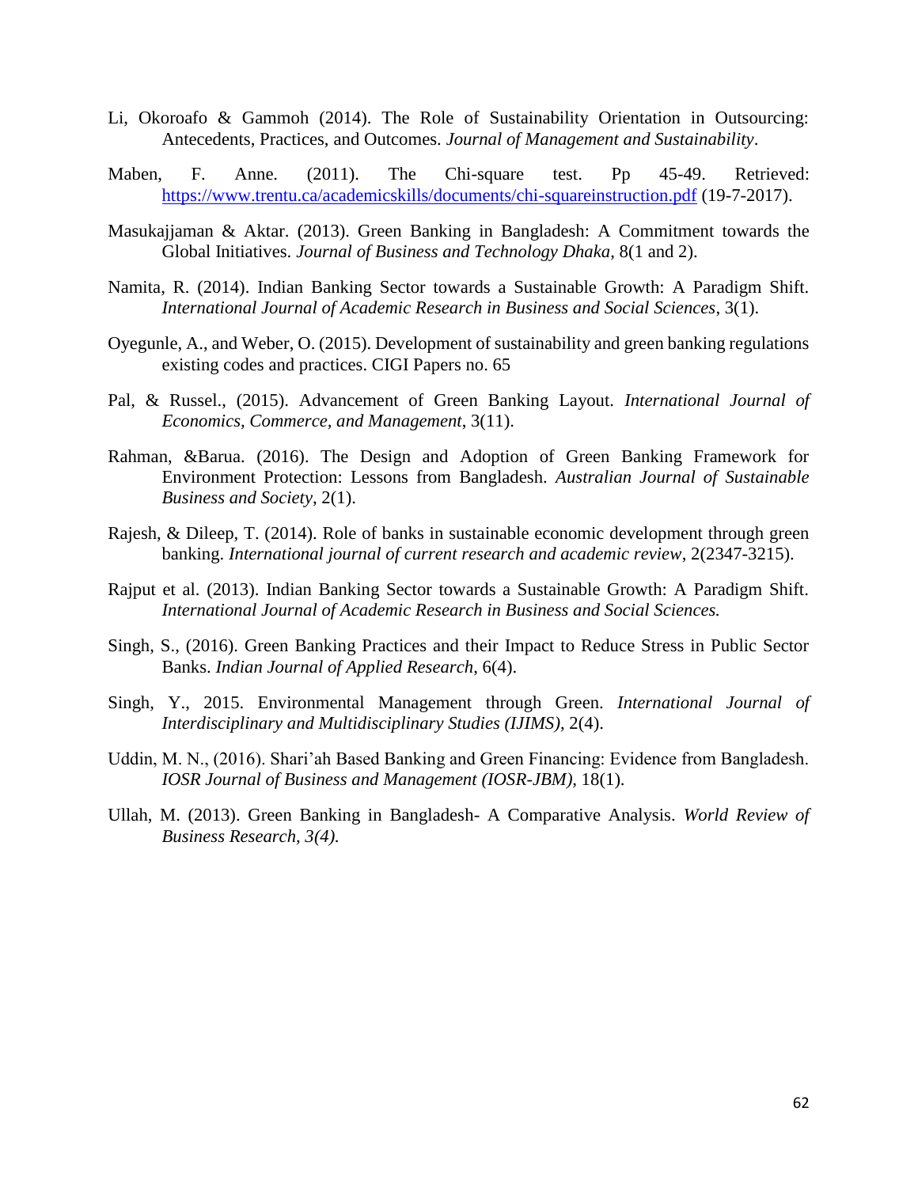Li, Okoroafo & Gammoh (2014). The Role of Sustainability Orientation in Outsourcing: Antecedents, Practices, and Outcomes. *Journal of Management and Sustainability*.

Maben, F. Anne. (2011). The Chi-square test. Pp 45-49. Retrieved: https://www.trentu.ca/academicskills/documents/chi-squareinstruction.pdf (19-7-2017).

Masukajjaman & Aktar. (2013). Green Banking in Bangladesh: A Commitment towards the Global Initiatives. *Journal of Business and Technology Dhaka*, 8(1 and 2).

Namita, R. (2014). Indian Banking Sector towards a Sustainable Growth: A Paradigm Shift. *International Journal of Academic Research in Business and Social Sciences*, 3(1).

Oyegunle, A., and Weber, O. (2015). Development of sustainability and green banking regulations existing codes and practices. CIGI Papers no. 65

Pal, & Russel., (2015). Advancement of Green Banking Layout. *International Journal of Economics, Commerce, and Management*, 3(11).

Rahman, &Barua. (2016). The Design and Adoption of Green Banking Framework for Environment Protection: Lessons from Bangladesh. *Australian Journal of Sustainable Business and Society*, 2(1).

Rajesh, & Dileep, T. (2014). Role of banks in sustainable economic development through green banking. *International journal of current research and academic review*, 2(2347-3215).

Rajput et al. (2013). Indian Banking Sector towards a Sustainable Growth: A Paradigm Shift. *International Journal of Academic Research in Business and Social Sciences.*

Singh, S., (2016). Green Banking Practices and their Impact to Reduce Stress in Public Sector Banks. *Indian Journal of Applied Research*, 6(4).

Singh, Y., 2015. Environmental Management through Green. *International Journal of Interdisciplinary and Multidisciplinary Studies (IJIMS)*, 2(4).

Uddin, M. N., (2016). Shari'ah Based Banking and Green Financing: Evidence from Bangladesh. *IOSR Journal of Business and Management (IOSR-JBM)*, 18(1).

Ullah, M. (2013). Green Banking in Bangladesh- A Comparative Analysis. *World Review of Business Research, 3(4).*